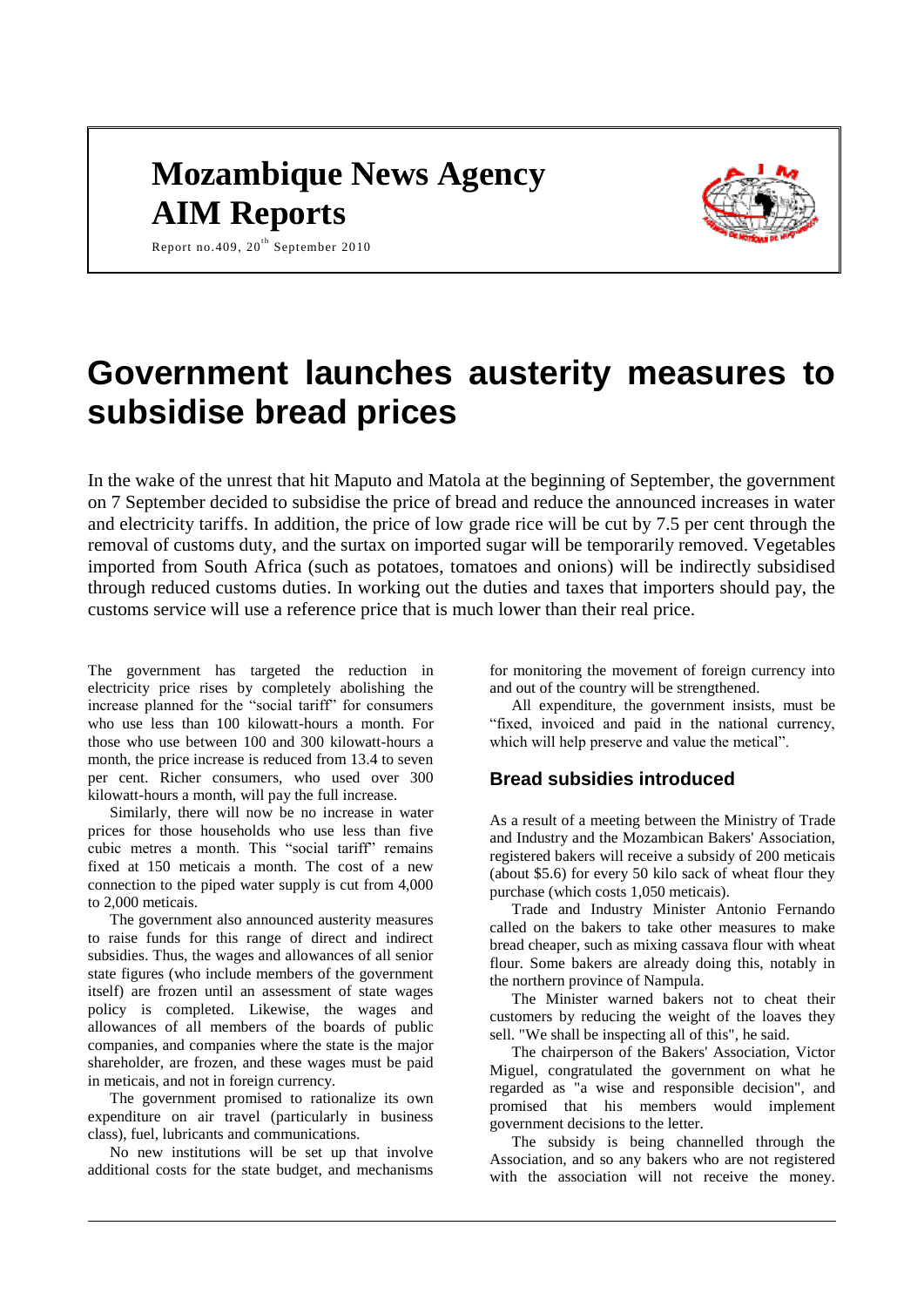# Mozambique News Agency
# AIM Reports

Report no.409, 20th September 2010

# Government launches austerity measures to subsidise bread prices

In the wake of the unrest that hit Maputo and Matola at the beginning of September, the government on 7 September decided to subsidise the price of bread and reduce the announced increases in water and electricity tariffs. In addition, the price of low grade rice will be cut by 7.5 per cent through the removal of customs duty, and the surtax on imported sugar will be temporarily removed. Vegetables imported from South Africa (such as potatoes, tomatoes and onions) will be indirectly subsidised through reduced customs duties. In working out the duties and taxes that importers should pay, the customs service will use a reference price that is much lower than their real price.

The government has targeted the reduction in electricity price rises by completely abolishing the increase planned for the "social tariff" for consumers who use less than 100 kilowatt-hours a month. For those who use between 100 and 300 kilowatt-hours a month, the price increase is reduced from 13.4 to seven per cent. Richer consumers, who used over 300 kilowatt-hours a month, will pay the full increase.

Similarly, there will now be no increase in water prices for those households who use less than five cubic metres a month. This "social tariff" remains fixed at 150 meticais a month. The cost of a new connection to the piped water supply is cut from 4,000 to 2,000 meticais.

The government also announced austerity measures to raise funds for this range of direct and indirect subsidies. Thus, the wages and allowances of all senior state figures (who include members of the government itself) are frozen until an assessment of state wages policy is completed. Likewise, the wages and allowances of all members of the boards of public companies, and companies where the state is the major shareholder, are frozen, and these wages must be paid in meticais, and not in foreign currency.

The government promised to rationalize its own expenditure on air travel (particularly in business class), fuel, lubricants and communications.

No new institutions will be set up that involve additional costs for the state budget, and mechanisms for monitoring the movement of foreign currency into and out of the country will be strengthened.

All expenditure, the government insists, must be "fixed, invoiced and paid in the national currency, which will help preserve and value the metical".

## Bread subsidies introduced

As a result of a meeting between the Ministry of Trade and Industry and the Mozambican Bakers' Association, registered bakers will receive a subsidy of 200 meticais (about $5.6) for every 50 kilo sack of wheat flour they purchase (which costs 1,050 meticais).

Trade and Industry Minister Antonio Fernando called on the bakers to take other measures to make bread cheaper, such as mixing cassava flour with wheat flour. Some bakers are already doing this, notably in the northern province of Nampula.

The Minister warned bakers not to cheat their customers by reducing the weight of the loaves they sell. "We shall be inspecting all of this", he said.

The chairperson of the Bakers' Association, Victor Miguel, congratulated the government on what he regarded as "a wise and responsible decision", and promised that his members would implement government decisions to the letter.

The subsidy is being channelled through the Association, and so any bakers who are not registered with the association will not receive the money.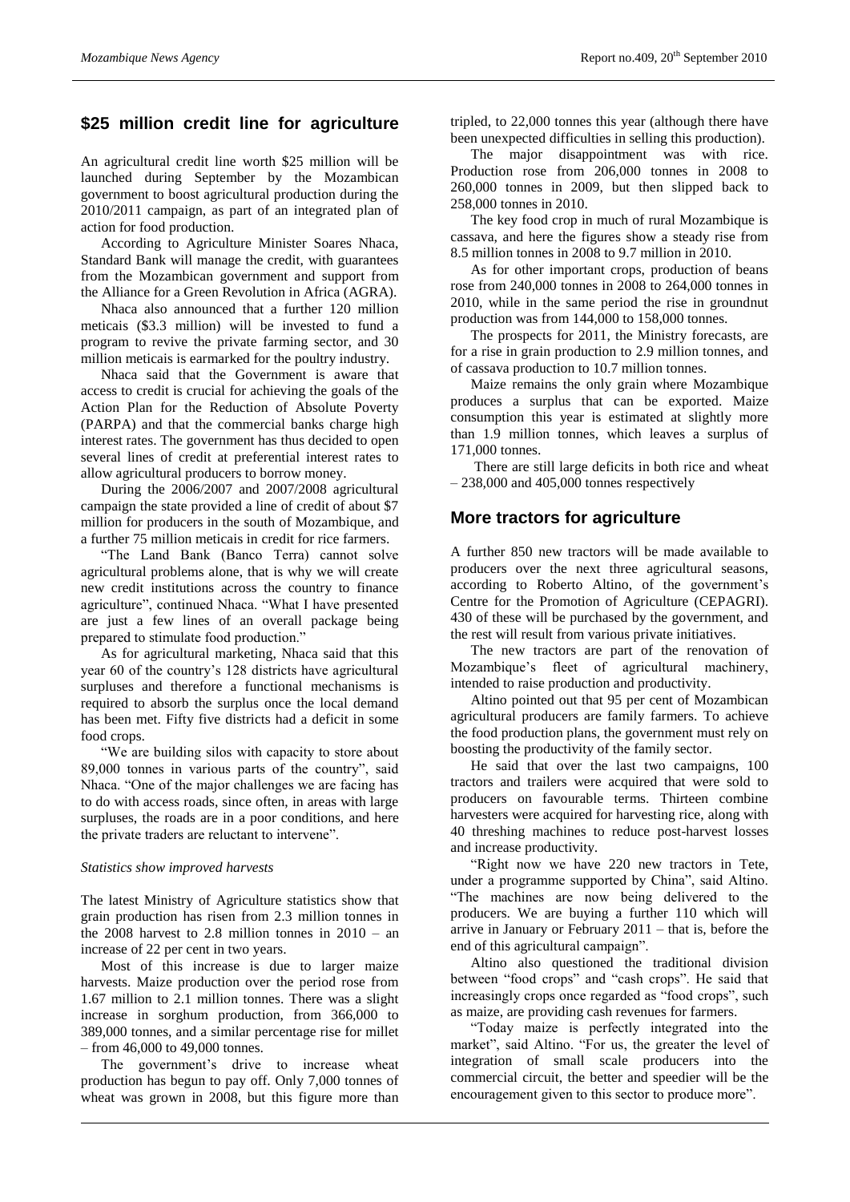## $25 million credit line for agriculture

An agricultural credit line worth $25 million will be launched during September by the Mozambican government to boost agricultural production during the 2010/2011 campaign, as part of an integrated plan of action for food production.

According to Agriculture Minister Soares Nhaca, Standard Bank will manage the credit, with guarantees from the Mozambican government and support from the Alliance for a Green Revolution in Africa (AGRA).

Nhaca also announced that a further 120 million meticais ($3.3 million) will be invested to fund a program to revive the private farming sector, and 30 million meticais is earmarked for the poultry industry.

Nhaca said that the Government is aware that access to credit is crucial for achieving the goals of the Action Plan for the Reduction of Absolute Poverty (PARPA) and that the commercial banks charge high interest rates. The government has thus decided to open several lines of credit at preferential interest rates to allow agricultural producers to borrow money.

During the 2006/2007 and 2007/2008 agricultural campaign the state provided a line of credit of about $7 million for producers in the south of Mozambique, and a further 75 million meticais in credit for rice farmers.

"The Land Bank (Banco Terra) cannot solve agricultural problems alone, that is why we will create new credit institutions across the country to finance agriculture", continued Nhaca. "What I have presented are just a few lines of an overall package being prepared to stimulate food production."

As for agricultural marketing, Nhaca said that this year 60 of the country's 128 districts have agricultural surpluses and therefore a functional mechanisms is required to absorb the surplus once the local demand has been met. Fifty five districts had a deficit in some food crops.

"We are building silos with capacity to store about 89,000 tonnes in various parts of the country", said Nhaca. "One of the major challenges we are facing has to do with access roads, since often, in areas with large surpluses, the roads are in a poor conditions, and here the private traders are reluctant to intervene".

*Statistics show improved harvests*

The latest Ministry of Agriculture statistics show that grain production has risen from 2.3 million tonnes in the 2008 harvest to 2.8 million tonnes in 2010 – an increase of 22 per cent in two years.

Most of this increase is due to larger maize harvests. Maize production over the period rose from 1.67 million to 2.1 million tonnes. There was a slight increase in sorghum production, from 366,000 to 389,000 tonnes, and a similar percentage rise for millet – from 46,000 to 49,000 tonnes.

The government's drive to increase wheat production has begun to pay off. Only 7,000 tonnes of wheat was grown in 2008, but this figure more than tripled, to 22,000 tonnes this year (although there have been unexpected difficulties in selling this production).

The major disappointment was with rice. Production rose from 206,000 tonnes in 2008 to 260,000 tonnes in 2009, but then slipped back to 258,000 tonnes in 2010.

The key food crop in much of rural Mozambique is cassava, and here the figures show a steady rise from 8.5 million tonnes in 2008 to 9.7 million in 2010.

As for other important crops, production of beans rose from 240,000 tonnes in 2008 to 264,000 tonnes in 2010, while in the same period the rise in groundnut production was from 144,000 to 158,000 tonnes.

The prospects for 2011, the Ministry forecasts, are for a rise in grain production to 2.9 million tonnes, and of cassava production to 10.7 million tonnes.

Maize remains the only grain where Mozambique produces a surplus that can be exported. Maize consumption this year is estimated at slightly more than 1.9 million tonnes, which leaves a surplus of 171,000 tonnes.

There are still large deficits in both rice and wheat – 238,000 and 405,000 tonnes respectively

## More tractors for agriculture

A further 850 new tractors will be made available to producers over the next three agricultural seasons, according to Roberto Altino, of the government's Centre for the Promotion of Agriculture (CEPAGRI). 430 of these will be purchased by the government, and the rest will result from various private initiatives.

The new tractors are part of the renovation of Mozambique's fleet of agricultural machinery, intended to raise production and productivity.

Altino pointed out that 95 per cent of Mozambican agricultural producers are family farmers. To achieve the food production plans, the government must rely on boosting the productivity of the family sector.

He said that over the last two campaigns, 100 tractors and trailers were acquired that were sold to producers on favourable terms. Thirteen combine harvesters were acquired for harvesting rice, along with 40 threshing machines to reduce post-harvest losses and increase productivity.

"Right now we have 220 new tractors in Tete, under a programme supported by China", said Altino. "The machines are now being delivered to the producers. We are buying a further 110 which will arrive in January or February 2011 – that is, before the end of this agricultural campaign".

Altino also questioned the traditional division between "food crops" and "cash crops". He said that increasingly crops once regarded as "food crops", such as maize, are providing cash revenues for farmers.

"Today maize is perfectly integrated into the market", said Altino. "For us, the greater the level of integration of small scale producers into the commercial circuit, the better and speedier will be the encouragement given to this sector to produce more".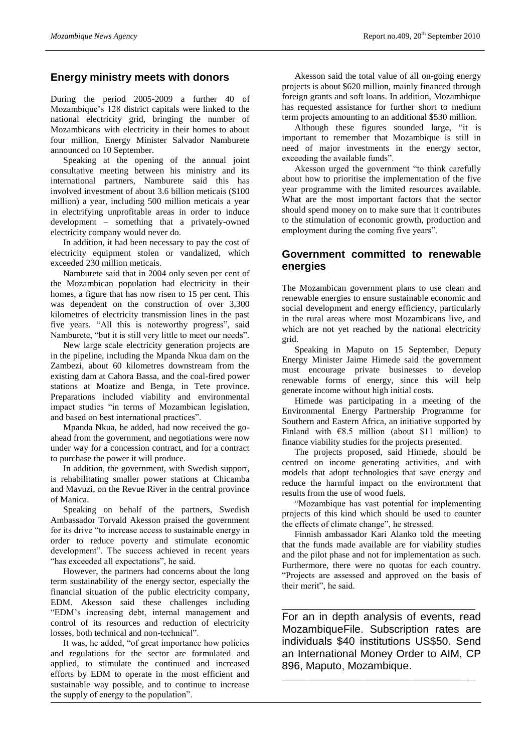## Energy ministry meets with donors

During the period 2005-2009 a further 40 of Mozambique's 128 district capitals were linked to the national electricity grid, bringing the number of Mozambicans with electricity in their homes to about four million, Energy Minister Salvador Namburete announced on 10 September.

Speaking at the opening of the annual joint consultative meeting between his ministry and its international partners, Namburete said this has involved investment of about 3.6 billion meticais ($100 million) a year, including 500 million meticais a year in electrifying unprofitable areas in order to induce development – something that a privately-owned electricity company would never do.

In addition, it had been necessary to pay the cost of electricity equipment stolen or vandalized, which exceeded 230 million meticais.

Namburete said that in 2004 only seven per cent of the Mozambican population had electricity in their homes, a figure that has now risen to 15 per cent. This was dependent on the construction of over 3,300 kilometres of electricity transmission lines in the past five years. "All this is noteworthy progress", said Namburete, "but it is still very little to meet our needs".

New large scale electricity generation projects are in the pipeline, including the Mpanda Nkua dam on the Zambezi, about 60 kilometres downstream from the existing dam at Cahora Bassa, and the coal-fired power stations at Moatize and Benga, in Tete province. Preparations included viability and environmental impact studies "in terms of Mozambican legislation, and based on best international practices".

Mpanda Nkua, he added, had now received the go-ahead from the government, and negotiations were now under way for a concession contract, and for a contract to purchase the power it will produce.

In addition, the government, with Swedish support, is rehabilitating smaller power stations at Chicamba and Mavuzi, on the Revue River in the central province of Manica.

Speaking on behalf of the partners, Swedish Ambassador Torvald Akesson praised the government for its drive "to increase access to sustainable energy in order to reduce poverty and stimulate economic development". The success achieved in recent years "has exceeded all expectations", he said.

However, the partners had concerns about the long term sustainability of the energy sector, especially the financial situation of the public electricity company, EDM. Akesson said these challenges including "EDM's increasing debt, internal management and control of its resources and reduction of electricity losses, both technical and non-technical".

It was, he added, "of great importance how policies and regulations for the sector are formulated and applied, to stimulate the continued and increased efforts by EDM to operate in the most efficient and sustainable way possible, and to continue to increase the supply of energy to the population".

Akesson said the total value of all on-going energy projects is about $620 million, mainly financed through foreign grants and soft loans. In addition, Mozambique has requested assistance for further short to medium term projects amounting to an additional $530 million.

Although these figures sounded large, "it is important to remember that Mozambique is still in need of major investments in the energy sector, exceeding the available funds".

Akesson urged the government "to think carefully about how to prioritise the implementation of the five year programme with the limited resources available. What are the most important factors that the sector should spend money on to make sure that it contributes to the stimulation of economic growth, production and employment during the coming five years".

## Government committed to renewable energies

The Mozambican government plans to use clean and renewable energies to ensure sustainable economic and social development and energy efficiency, particularly in the rural areas where most Mozambicans live, and which are not yet reached by the national electricity grid.

Speaking in Maputo on 15 September, Deputy Energy Minister Jaime Himede said the government must encourage private businesses to develop renewable forms of energy, since this will help generate income without high initial costs.

Himede was participating in a meeting of the Environmental Energy Partnership Programme for Southern and Eastern Africa, an initiative supported by Finland with €8.5 million (about $11 million) to finance viability studies for the projects presented.

The projects proposed, said Himede, should be centred on income generating activities, and with models that adopt technologies that save energy and reduce the harmful impact on the environment that results from the use of wood fuels.

"Mozambique has vast potential for implementing projects of this kind which should be used to counter the effects of climate change", he stressed.

Finnish ambassador Kari Alanko told the meeting that the funds made available are for viability studies and the pilot phase and not for implementation as such. Furthermore, there were no quotas for each country. "Projects are assessed and approved on the basis of their merit", he said.

---

For an in depth analysis of events, read MozambiqueFile. Subscription rates are individuals $40 institutions US$50. Send an International Money Order to AIM, CP 896, Maputo, Mozambique.

---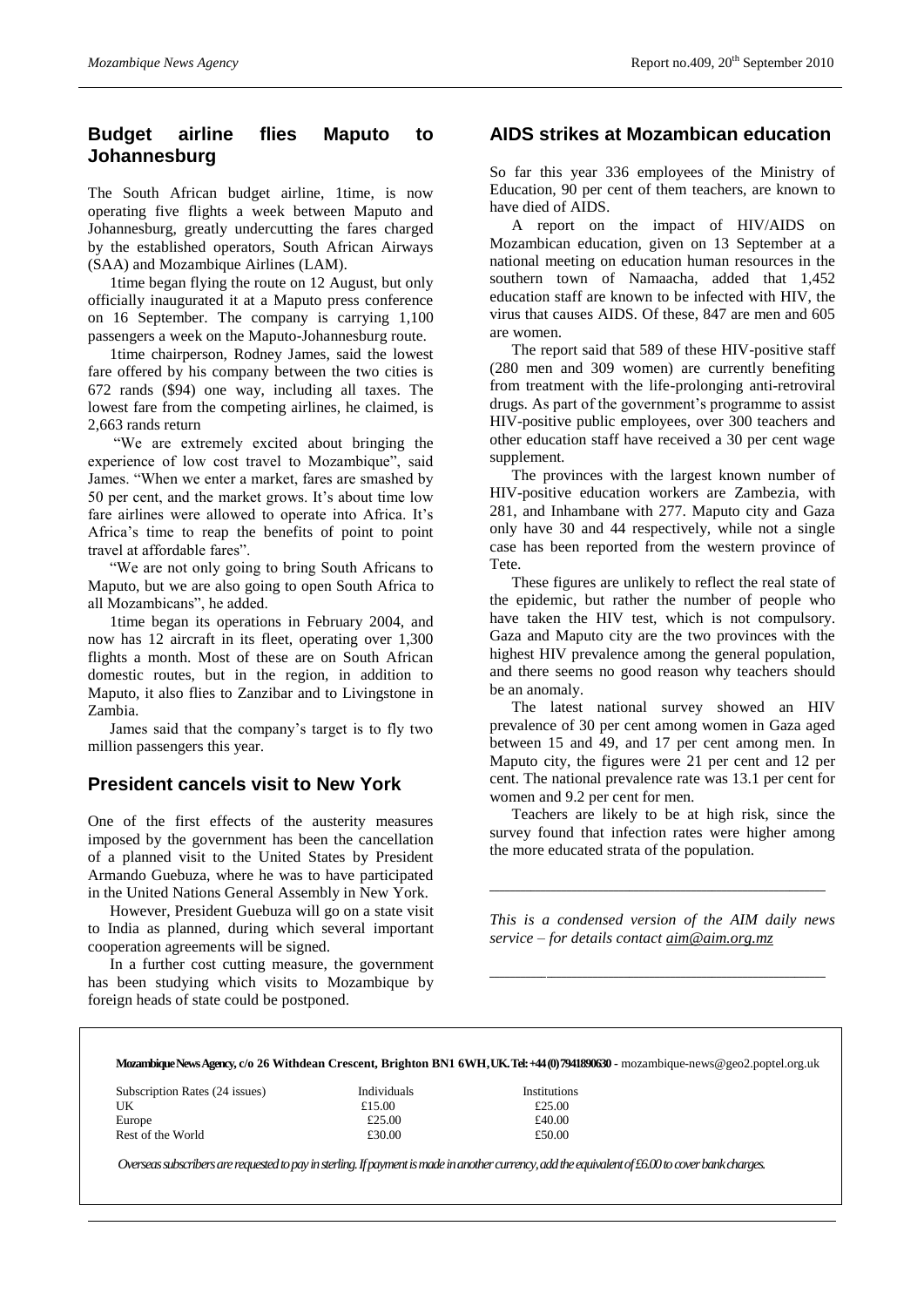## Budget airline flies Maputo to Johannesburg

The South African budget airline, 1time, is now operating five flights a week between Maputo and Johannesburg, greatly undercutting the fares charged by the established operators, South African Airways (SAA) and Mozambique Airlines (LAM).

1time began flying the route on 12 August, but only officially inaugurated it at a Maputo press conference on 16 September. The company is carrying 1,100 passengers a week on the Maputo-Johannesburg route.

1time chairperson, Rodney James, said the lowest fare offered by his company between the two cities is 672 rands ($94) one way, including all taxes. The lowest fare from the competing airlines, he claimed, is 2,663 rands return

"We are extremely excited about bringing the experience of low cost travel to Mozambique", said James. "When we enter a market, fares are smashed by 50 per cent, and the market grows. It's about time low fare airlines were allowed to operate into Africa. It's Africa's time to reap the benefits of point to point travel at affordable fares".

"We are not only going to bring South Africans to Maputo, but we are also going to open South Africa to all Mozambicans", he added.

1time began its operations in February 2004, and now has 12 aircraft in its fleet, operating over 1,300 flights a month. Most of these are on South African domestic routes, but in the region, in addition to Maputo, it also flies to Zanzibar and to Livingstone in Zambia.

James said that the company's target is to fly two million passengers this year.

## President cancels visit to New York

One of the first effects of the austerity measures imposed by the government has been the cancellation of a planned visit to the United States by President Armando Guebuza, where he was to have participated in the United Nations General Assembly in New York.

However, President Guebuza will go on a state visit to India as planned, during which several important cooperation agreements will be signed.

In a further cost cutting measure, the government has been studying which visits to Mozambique by foreign heads of state could be postponed.

## AIDS strikes at Mozambican education

So far this year 336 employees of the Ministry of Education, 90 per cent of them teachers, are known to have died of AIDS.

A report on the impact of HIV/AIDS on Mozambican education, given on 13 September at a national meeting on education human resources in the southern town of Namaacha, added that 1,452 education staff are known to be infected with HIV, the virus that causes AIDS. Of these, 847 are men and 605 are women.

The report said that 589 of these HIV-positive staff (280 men and 309 women) are currently benefiting from treatment with the life-prolonging anti-retroviral drugs. As part of the government's programme to assist HIV-positive public employees, over 300 teachers and other education staff have received a 30 per cent wage supplement.

The provinces with the largest known number of HIV-positive education workers are Zambezia, with 281, and Inhambane with 277. Maputo city and Gaza only have 30 and 44 respectively, while not a single case has been reported from the western province of Tete.

These figures are unlikely to reflect the real state of the epidemic, but rather the number of people who have taken the HIV test, which is not compulsory. Gaza and Maputo city are the two provinces with the highest HIV prevalence among the general population, and there seems no good reason why teachers should be an anomaly.

The latest national survey showed an HIV prevalence of 30 per cent among women in Gaza aged between 15 and 49, and 17 per cent among men. In Maputo city, the figures were 21 per cent and 12 per cent. The national prevalence rate was 13.1 per cent for women and 9.2 per cent for men.

Teachers are likely to be at high risk, since the survey found that infection rates were higher among the more educated strata of the population.

---

*This is a condensed version of the AIM daily news service – for details contact aim@aim.org.mz*

---

**Mozambique News Agency, c/o 26 Withdean Crescent, Brighton BN1 6WH, UK. Tel: +44 (0) 7941890630** - mozambique-news@geo2.poptel.org.uk

| Subscription Rates (24 issues) | Individuals | Institutions |
|---|---|---|
| UK | £15.00 | £25.00 |
| Europe | £25.00 | £40.00 |
| Rest of the World | £30.00 | £50.00 |

*Overseas subscribers are requested to pay in sterling. If payment is made in another currency, add the equivalent of £6.00 to cover bank charges.*